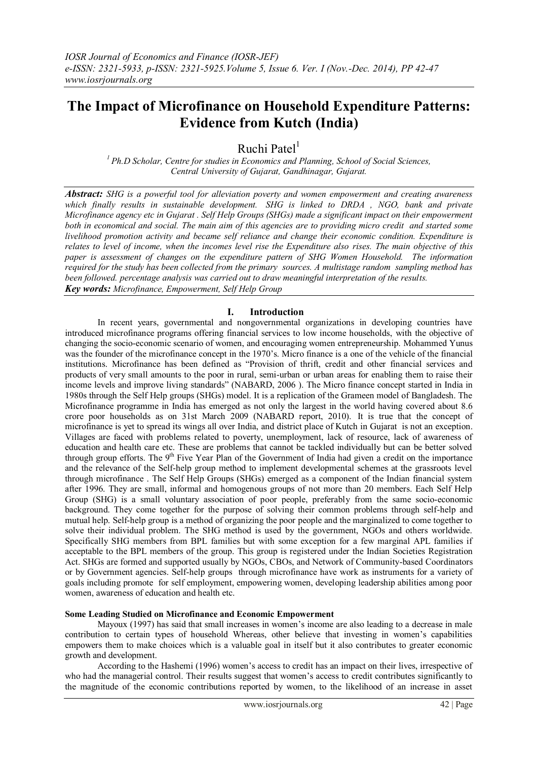# The Impact of Microfinance on Household Expenditure Patterns: Evidence from Kutch (India)

Ruchi Patel[1]

*[1] Ph.D Scholar, Centre for studies in Economics and Planning, School of Social Sciences, Central University of Gujarat, Gandhinagar, Gujarat.*

***Abstract:*** *SHG is a powerful tool for alleviation poverty and women empowerment and creating awareness which finally results in sustainable development. SHG is linked to DRDA , NGO, bank and private Microfinance agency etc in Gujarat . Self Help Groups (SHGs) made a significant impact on their empowerment both in economical and social. The main aim of this agencies are to providing micro credit and started some livelihood promotion activity and became self reliance and change their economic condition. Expenditure is relates to level of income, when the incomes level rise the Expenditure also rises. The main objective of this paper is assessment of changes on the expenditure pattern of SHG Women Household. The information required for the study has been collected from the primary sources. A multistage random sampling method has been followed. percentage analysis was carried out to draw meaningful interpretation of the results.*

***Key words:*** *Microfinance, Empowerment, Self Help Group*

## I. Introduction

In recent years, governmental and nongovernmental organizations in developing countries have introduced microfinance programs offering financial services to low income households, with the objective of changing the socio-economic scenario of women, and encouraging women entrepreneurship. Mohammed Yunus was the founder of the microfinance concept in the 1970's. Micro finance is a one of the vehicle of the financial institutions. Microfinance has been defined as "Provision of thrift, credit and other financial services and products of very small amounts to the poor in rural, semi-urban or urban areas for enabling them to raise their income levels and improve living standards" (NABARD, 2006 ). The Micro finance concept started in India in 1980s through the Self Help groups (SHGs) model. It is a replication of the Grameen model of Bangladesh. The Microfinance programme in India has emerged as not only the largest in the world having covered about 8.6 crore poor households as on 31st March 2009 (NABARD report, 2010). It is true that the concept of microfinance is yet to spread its wings all over India, and district place of Kutch in Gujarat is not an exception. Villages are faced with problems related to poverty, unemployment, lack of resource, lack of awareness of education and health care etc. These are problems that cannot be tackled individually but can be better solved through group efforts. The 9th Five Year Plan of the Government of India had given a credit on the importance and the relevance of the Self-help group method to implement developmental schemes at the grassroots level through microfinance . The Self Help Groups (SHGs) emerged as a component of the Indian financial system after 1996. They are small, informal and homogenous groups of not more than 20 members. Each Self Help Group (SHG) is a small voluntary association of poor people, preferably from the same socio-economic background. They come together for the purpose of solving their common problems through self-help and mutual help. Self-help group is a method of organizing the poor people and the marginalized to come together to solve their individual problem. The SHG method is used by the government, NGOs and others worldwide. Specifically SHG members from BPL families but with some exception for a few marginal APL families if acceptable to the BPL members of the group. This group is registered under the Indian Societies Registration Act. SHGs are formed and supported usually by NGOs, CBOs, and Network of Community-based Coordinators or by Government agencies. Self-help groups through microfinance have work as instruments for a variety of goals including promote for self employment, empowering women, developing leadership abilities among poor women, awareness of education and health etc.

**Some Leading Studied on Microfinance and Economic Empowerment**

Mayoux (1997) has said that small increases in women's income are also leading to a decrease in male contribution to certain types of household Whereas, other believe that investing in women's capabilities empowers them to make choices which is a valuable goal in itself but it also contributes to greater economic growth and development.

According to the Hashemi (1996) women's access to credit has an impact on their lives, irrespective of who had the managerial control. Their results suggest that women's access to credit contributes significantly to the magnitude of the economic contributions reported by women, to the likelihood of an increase in asset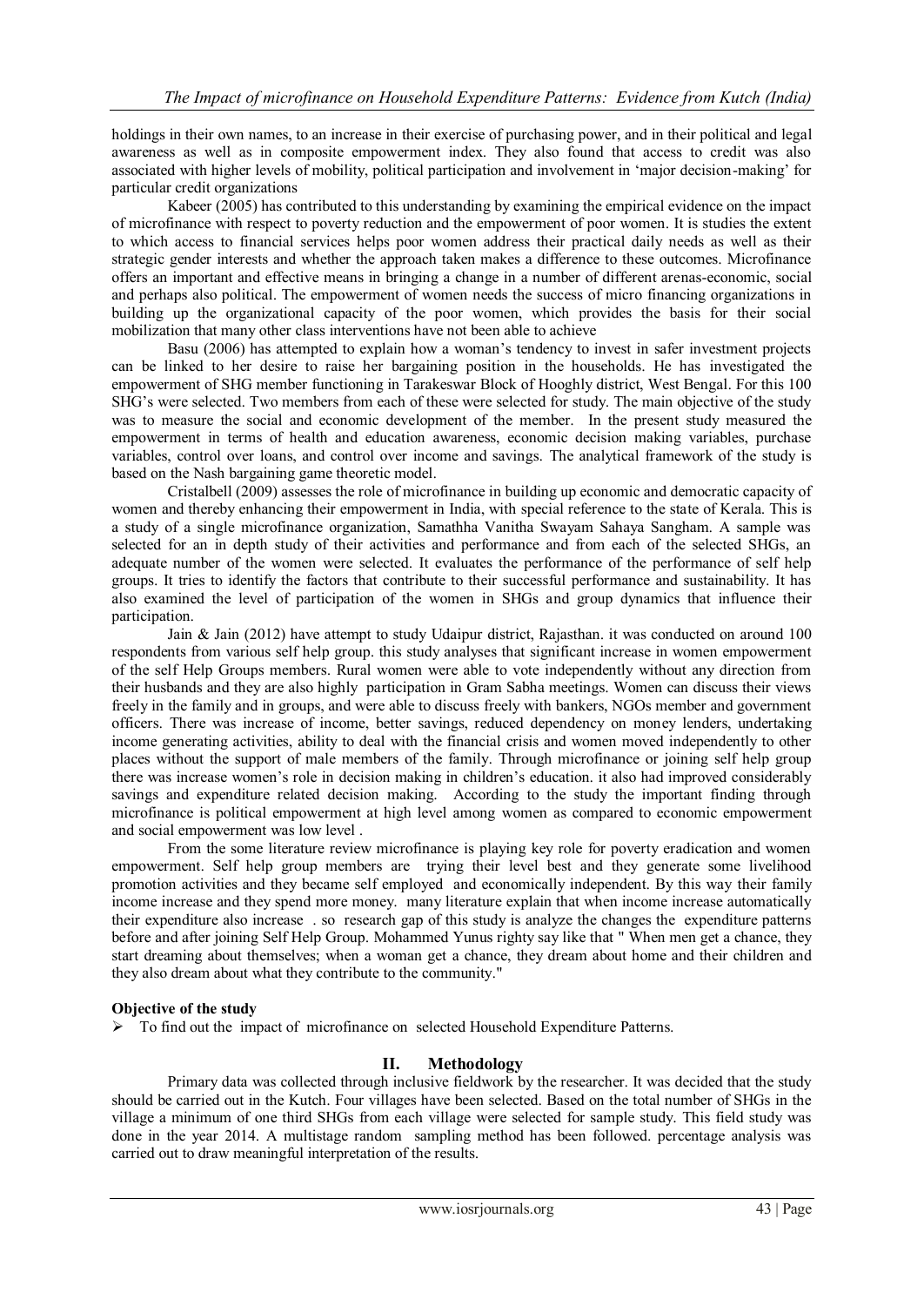holdings in their own names, to an increase in their exercise of purchasing power, and in their political and legal awareness as well as in composite empowerment index. They also found that access to credit was also associated with higher levels of mobility, political participation and involvement in 'major decision-making' for particular credit organizations

Kabeer (2005) has contributed to this understanding by examining the empirical evidence on the impact of microfinance with respect to poverty reduction and the empowerment of poor women. It is studies the extent to which access to financial services helps poor women address their practical daily needs as well as their strategic gender interests and whether the approach taken makes a difference to these outcomes. Microfinance offers an important and effective means in bringing a change in a number of different arenas-economic, social and perhaps also political. The empowerment of women needs the success of micro financing organizations in building up the organizational capacity of the poor women, which provides the basis for their social mobilization that many other class interventions have not been able to achieve

Basu (2006) has attempted to explain how a woman's tendency to invest in safer investment projects can be linked to her desire to raise her bargaining position in the households. He has investigated the empowerment of SHG member functioning in Tarakeswar Block of Hooghly district, West Bengal. For this 100 SHG's were selected. Two members from each of these were selected for study. The main objective of the study was to measure the social and economic development of the member. In the present study measured the empowerment in terms of health and education awareness, economic decision making variables, purchase variables, control over loans, and control over income and savings. The analytical framework of the study is based on the Nash bargaining game theoretic model.

Cristalbell (2009) assesses the role of microfinance in building up economic and democratic capacity of women and thereby enhancing their empowerment in India, with special reference to the state of Kerala. This is a study of a single microfinance organization, Samathha Vanitha Swayam Sahaya Sangham. A sample was selected for an in depth study of their activities and performance and from each of the selected SHGs, an adequate number of the women were selected. It evaluates the performance of the performance of self help groups. It tries to identify the factors that contribute to their successful performance and sustainability. It has also examined the level of participation of the women in SHGs and group dynamics that influence their participation.

Jain & Jain (2012) have attempt to study Udaipur district, Rajasthan. it was conducted on around 100 respondents from various self help group. this study analyses that significant increase in women empowerment of the self Help Groups members. Rural women were able to vote independently without any direction from their husbands and they are also highly participation in Gram Sabha meetings. Women can discuss their views freely in the family and in groups, and were able to discuss freely with bankers, NGOs member and government officers. There was increase of income, better savings, reduced dependency on money lenders, undertaking income generating activities, ability to deal with the financial crisis and women moved independently to other places without the support of male members of the family. Through microfinance or joining self help group there was increase women's role in decision making in children's education. it also had improved considerably savings and expenditure related decision making. According to the study the important finding through microfinance is political empowerment at high level among women as compared to economic empowerment and social empowerment was low level .

From the some literature review microfinance is playing key role for poverty eradication and women empowerment. Self help group members are trying their level best and they generate some livelihood promotion activities and they became self employed and economically independent. By this way their family income increase and they spend more money. many literature explain that when income increase automatically their expenditure also increase . so research gap of this study is analyze the changes the expenditure patterns before and after joining Self Help Group. Mohammed Yunus righty say like that " When men get a chance, they start dreaming about themselves; when a woman get a chance, they dream about home and their children and they also dream about what they contribute to the community."

**Objective of the study**

- To find out the impact of microfinance on selected Household Expenditure Patterns.

## II. Methodology

Primary data was collected through inclusive fieldwork by the researcher. It was decided that the study should be carried out in the Kutch. Four villages have been selected. Based on the total number of SHGs in the village a minimum of one third SHGs from each village were selected for sample study. This field study was done in the year 2014. A multistage random sampling method has been followed. percentage analysis was carried out to draw meaningful interpretation of the results.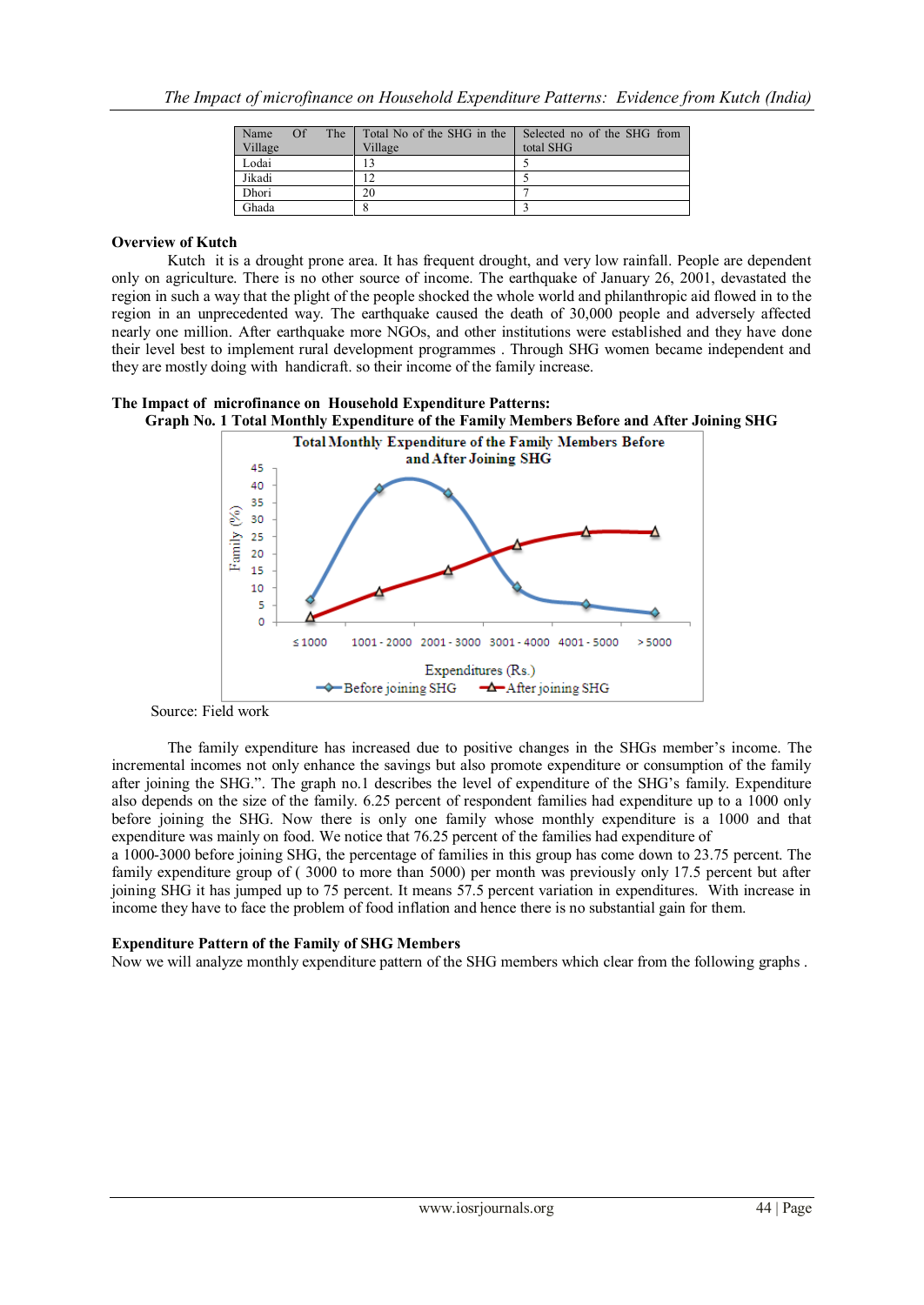| Name Of The Village | Total No of the SHG in the Village | Selected no of the SHG from total SHG |
|---|---|---|
| Lodai | 13 | 5 |
| Jikadi | 12 | 5 |
| Dhori | 20 | 7 |
| Ghada | 8 | 3 |

**Overview of Kutch**

Kutch it is a drought prone area. It has frequent drought, and very low rainfall. People are dependent only on agriculture. There is no other source of income. The earthquake of January 26, 2001, devastated the region in such a way that the plight of the people shocked the whole world and philanthropic aid flowed in to the region in an unprecedented way. The earthquake caused the death of 30,000 people and adversely affected nearly one million. After earthquake more NGOs, and other institutions were established and they have done their level best to implement rural development programmes . Through SHG women became independent and they are mostly doing with handicraft. so their income of the family increase.

**The Impact of microfinance on Household Expenditure Patterns:**

**Graph No. 1 Total Monthly Expenditure of the Family Members Before and After Joining SHG**

Source: Field work

The family expenditure has increased due to positive changes in the SHGs member's income. The incremental incomes not only enhance the savings but also promote expenditure or consumption of the family after joining the SHG.". The graph no.1 describes the level of expenditure of the SHG's family. Expenditure also depends on the size of the family. 6.25 percent of respondent families had expenditure up to a 1000 only before joining the SHG. Now there is only one family whose monthly expenditure is a 1000 and that expenditure was mainly on food. We notice that 76.25 percent of the families had expenditure of a 1000-3000 before joining SHG, the percentage of families in this group has come down to 23.75 percent. The family expenditure group of ( 3000 to more than 5000) per month was previously only 17.5 percent but after joining SHG it has jumped up to 75 percent. It means 57.5 percent variation in expenditures. With increase in income they have to face the problem of food inflation and hence there is no substantial gain for them.

**Expenditure Pattern of the Family of SHG Members**

Now we will analyze monthly expenditure pattern of the SHG members which clear from the following graphs .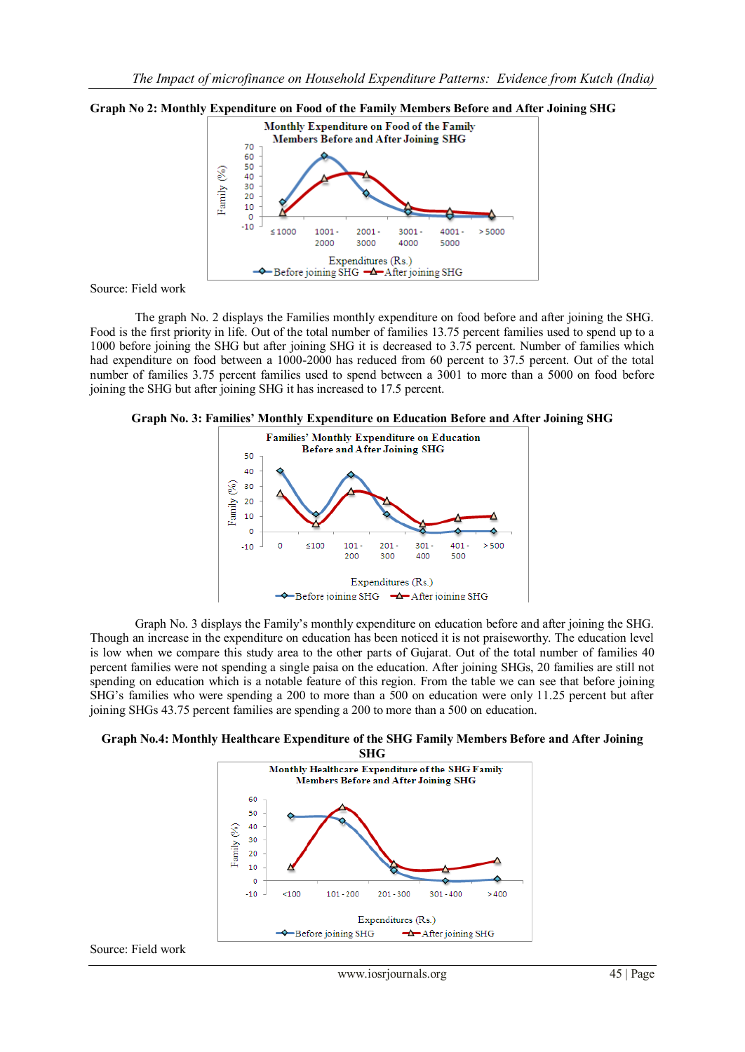**Graph No 2: Monthly Expenditure on Food of the Family Members Before and After Joining SHG**

Source: Field work

The graph No. 2 displays the Families monthly expenditure on food before and after joining the SHG. Food is the first priority in life. Out of the total number of families 13.75 percent families used to spend up to a 1000 before joining the SHG but after joining SHG it is decreased to 3.75 percent. Number of families which had expenditure on food between a 1000-2000 has reduced from 60 percent to 37.5 percent. Out of the total number of families 3.75 percent families used to spend between a 3001 to more than a 5000 on food before joining the SHG but after joining SHG it has increased to 17.5 percent.

**Graph No. 3: Families' Monthly Expenditure on Education Before and After Joining SHG**

Graph No. 3 displays the Family's monthly expenditure on education before and after joining the SHG. Though an increase in the expenditure on education has been noticed it is not praiseworthy. The education level is low when we compare this study area to the other parts of Gujarat. Out of the total number of families 40 percent families were not spending a single paisa on the education. After joining SHGs, 20 families are still not spending on education which is a notable feature of this region. From the table we can see that before joining SHG's families who were spending a 200 to more than a 500 on education were only 11.25 percent but after joining SHGs 43.75 percent families are spending a 200 to more than a 500 on education.

**Graph No.4: Monthly Healthcare Expenditure of the SHG Family Members Before and After Joining SHG**

Source: Field work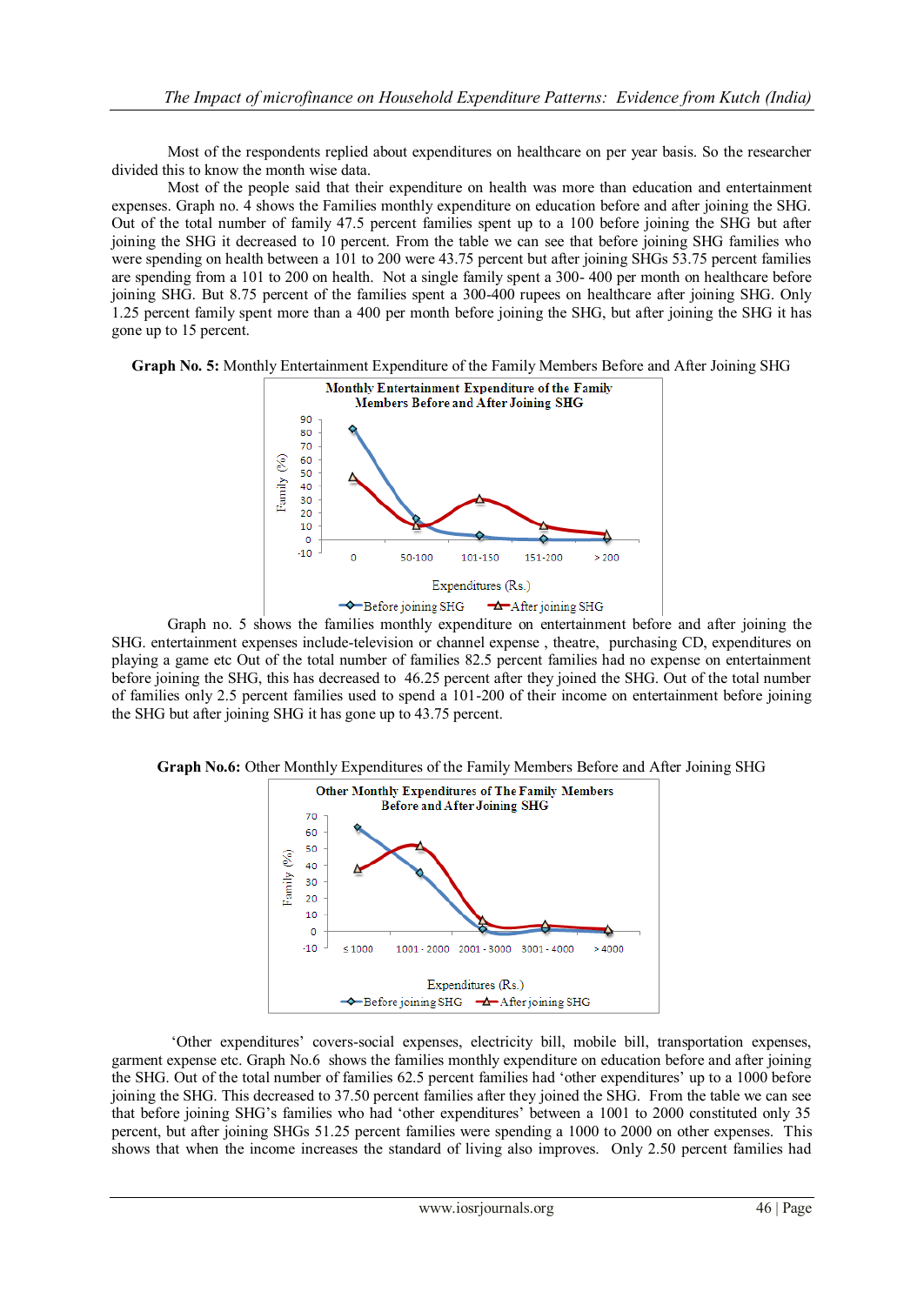Most of the respondents replied about expenditures on healthcare on per year basis. So the researcher divided this to know the month wise data.

Most of the people said that their expenditure on health was more than education and entertainment expenses. Graph no. 4 shows the Families monthly expenditure on education before and after joining the SHG. Out of the total number of family 47.5 percent families spent up to a 100 before joining the SHG but after joining the SHG it decreased to 10 percent. From the table we can see that before joining SHG families who were spending on health between a 101 to 200 were 43.75 percent but after joining SHGs 53.75 percent families are spending from a 101 to 200 on health. Not a single family spent a 300- 400 per month on healthcare before joining SHG. But 8.75 percent of the families spent a 300-400 rupees on healthcare after joining SHG. Only 1.25 percent family spent more than a 400 per month before joining the SHG, but after joining the SHG it has gone up to 15 percent.

**Graph No. 5:** Monthly Entertainment Expenditure of the Family Members Before and After Joining SHG

Graph no. 5 shows the families monthly expenditure on entertainment before and after joining the SHG. entertainment expenses include-television or channel expense , theatre, purchasing CD, expenditures on playing a game etc Out of the total number of families 82.5 percent families had no expense on entertainment before joining the SHG, this has decreased to 46.25 percent after they joined the SHG. Out of the total number of families only 2.5 percent families used to spend a 101-200 of their income on entertainment before joining the SHG but after joining SHG it has gone up to 43.75 percent.

**Graph No.6:** Other Monthly Expenditures of the Family Members Before and After Joining SHG

'Other expenditures' covers-social expenses, electricity bill, mobile bill, transportation expenses, garment expense etc. Graph No.6 shows the families monthly expenditure on education before and after joining the SHG. Out of the total number of families 62.5 percent families had 'other expenditures' up to a 1000 before joining the SHG. This decreased to 37.50 percent families after they joined the SHG. From the table we can see that before joining SHG's families who had 'other expenditures' between a 1001 to 2000 constituted only 35 percent, but after joining SHGs 51.25 percent families were spending a 1000 to 2000 on other expenses. This shows that when the income increases the standard of living also improves. Only 2.50 percent families had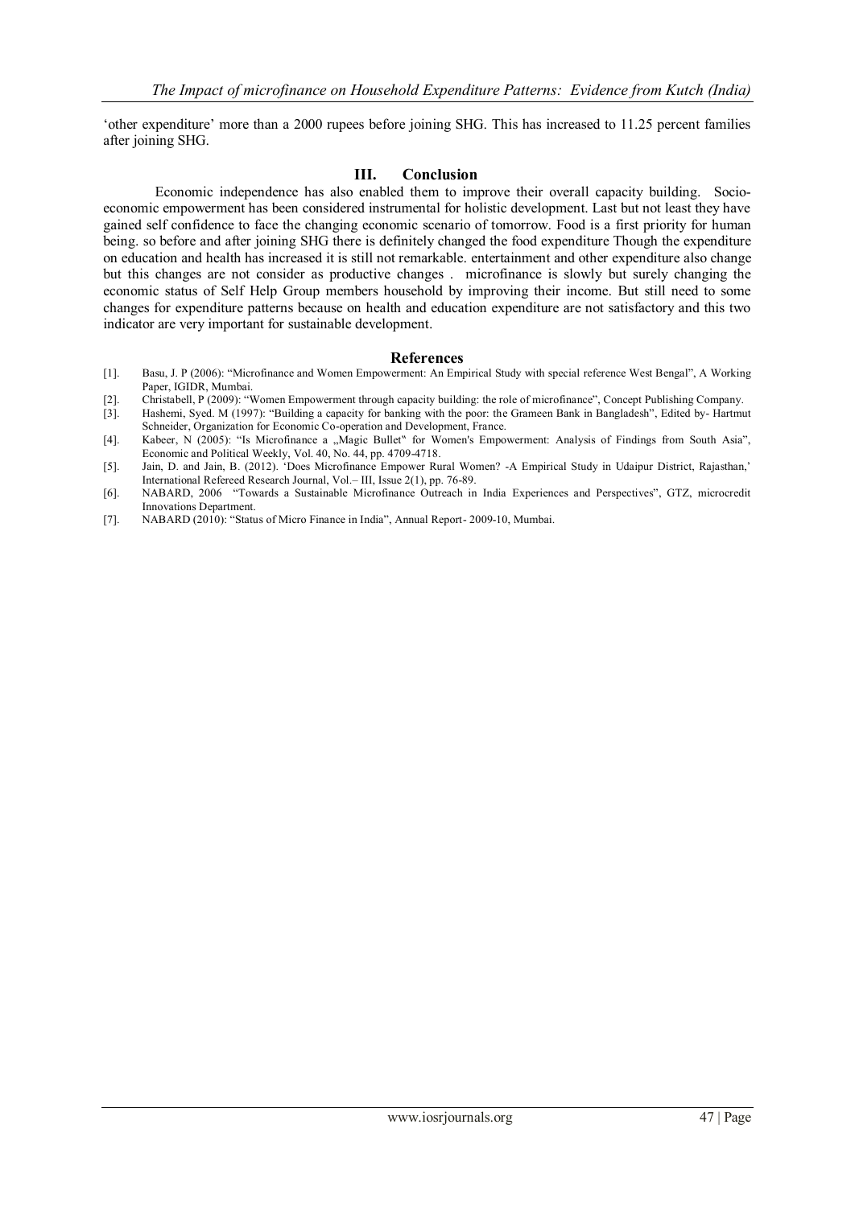'other expenditure' more than a 2000 rupees before joining SHG. This has increased to 11.25 percent families after joining SHG.

## III. Conclusion

Economic independence has also enabled them to improve their overall capacity building. Socio-economic empowerment has been considered instrumental for holistic development. Last but not least they have gained self confidence to face the changing economic scenario of tomorrow. Food is a first priority for human being. so before and after joining SHG there is definitely changed the food expenditure Though the expenditure on education and health has increased it is still not remarkable. entertainment and other expenditure also change but this changes are not consider as productive changes . microfinance is slowly but surely changing the economic status of Self Help Group members household by improving their income. But still need to some changes for expenditure patterns because on health and education expenditure are not satisfactory and this two indicator are very important for sustainable development.

## References

[1]. Basu, J. P (2006): "Microfinance and Women Empowerment: An Empirical Study with special reference West Bengal", A Working Paper, IGIDR, Mumbai.

[2]. Christabell, P (2009): "Women Empowerment through capacity building: the role of microfinance", Concept Publishing Company.

[3]. Hashemi, Syed. M (1997): "Building a capacity for banking with the poor: the Grameen Bank in Bangladesh", Edited by- Hartmut Schneider, Organization for Economic Co-operation and Development, France.

[4]. Kabeer, N (2005): "Is Microfinance a „Magic Bullet" for Women's Empowerment: Analysis of Findings from South Asia", Economic and Political Weekly, Vol. 40, No. 44, pp. 4709-4718.

[5]. Jain, D. and Jain, B. (2012). 'Does Microfinance Empower Rural Women? -A Empirical Study in Udaipur District, Rajasthan,' International Refereed Research Journal, Vol.– III, Issue 2(1), pp. 76-89.

[6]. NABARD, 2006 "Towards a Sustainable Microfinance Outreach in India Experiences and Perspectives", GTZ, microcredit Innovations Department.

[7]. NABARD (2010): "Status of Micro Finance in India", Annual Report- 2009-10, Mumbai.